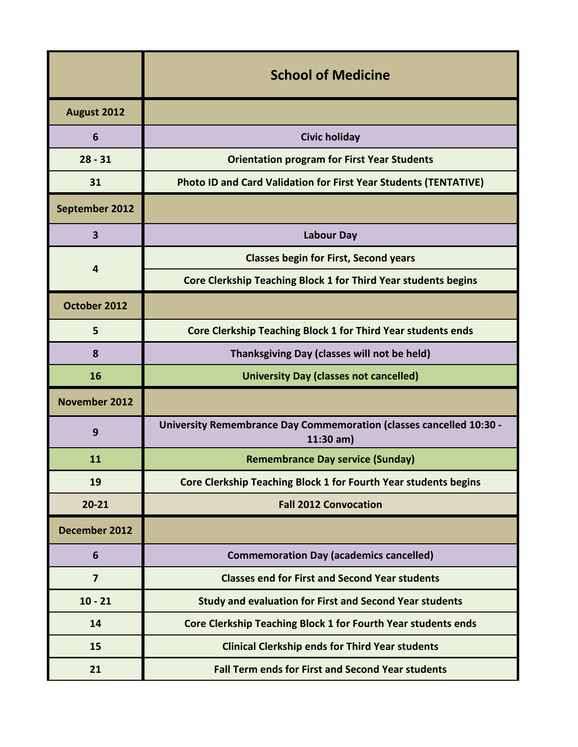| | School of Medicine |
|---|---|
| **August 2012** | |
| 6 | Civic holiday |
| 28 - 31 | Orientation program for First Year Students |
| 31 | Photo ID and Card Validation for First Year Students (TENTATIVE) |
| **September 2012** | |
| 3 | Labour Day |
| 4 | Classes begin for First, Second years |
| | Core Clerkship Teaching Block 1 for Third Year students begins |
| **October 2012** | |
| 5 | Core Clerkship Teaching Block 1 for Third Year students ends |
| 8 | Thanksgiving Day (classes will not be held) |
| 16 | University Day (classes not cancelled) |
| **November 2012** | |
| 9 | University Remembrance Day Commemoration (classes cancelled 10:30 - 11:30 am) |
| 11 | Remembrance Day service (Sunday) |
| 19 | Core Clerkship Teaching Block 1 for Fourth Year students begins |
| 20-21 | Fall 2012 Convocation |
| **December 2012** | |
| 6 | Commemoration Day (academics cancelled) |
| 7 | Classes end for First and Second Year students |
| 10 - 21 | Study and evaluation for First and Second Year students |
| 14 | Core Clerkship Teaching Block 1 for Fourth Year students ends |
| 15 | Clinical Clerkship ends for Third Year students |
| 21 | Fall Term ends for First and Second Year students |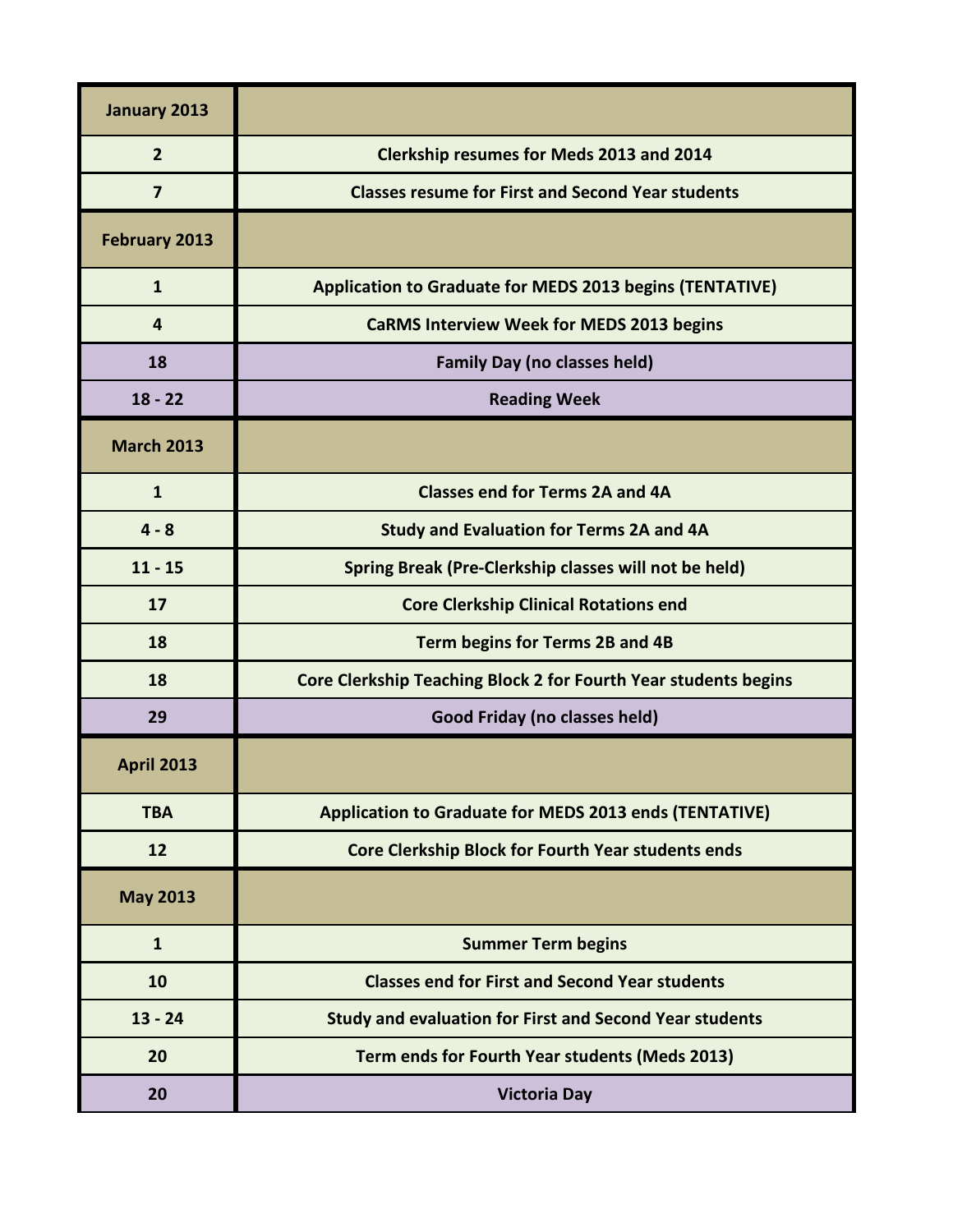| January 2013 | |
|---|---|
| 2 | Clerkship resumes for Meds 2013 and 2014 |
| 7 | Classes resume for First and Second Year students |
| **February 2013** | |
| 1 | Application to Graduate for MEDS 2013 begins (TENTATIVE) |
| 4 | CaRMS Interview Week for MEDS 2013 begins |
| 18 | Family Day (no classes held) |
| 18 - 22 | Reading Week |
| **March 2013** | |
| 1 | Classes end for Terms 2A and 4A |
| 4 - 8 | Study and Evaluation for Terms 2A and 4A |
| 11 - 15 | Spring Break (Pre-Clerkship classes will not be held) |
| 17 | Core Clerkship Clinical Rotations end |
| 18 | Term begins for Terms 2B and 4B |
| 18 | Core Clerkship Teaching Block 2 for Fourth Year students begins |
| 29 | Good Friday (no classes held) |
| **April 2013** | |
| TBA | Application to Graduate for MEDS 2013 ends (TENTATIVE) |
| 12 | Core Clerkship Block for Fourth Year students ends |
| **May 2013** | |
| 1 | Summer Term begins |
| 10 | Classes end for First and Second Year students |
| 13 - 24 | Study and evaluation for First and Second Year students |
| 20 | Term ends for Fourth Year students (Meds 2013) |
| 20 | Victoria Day |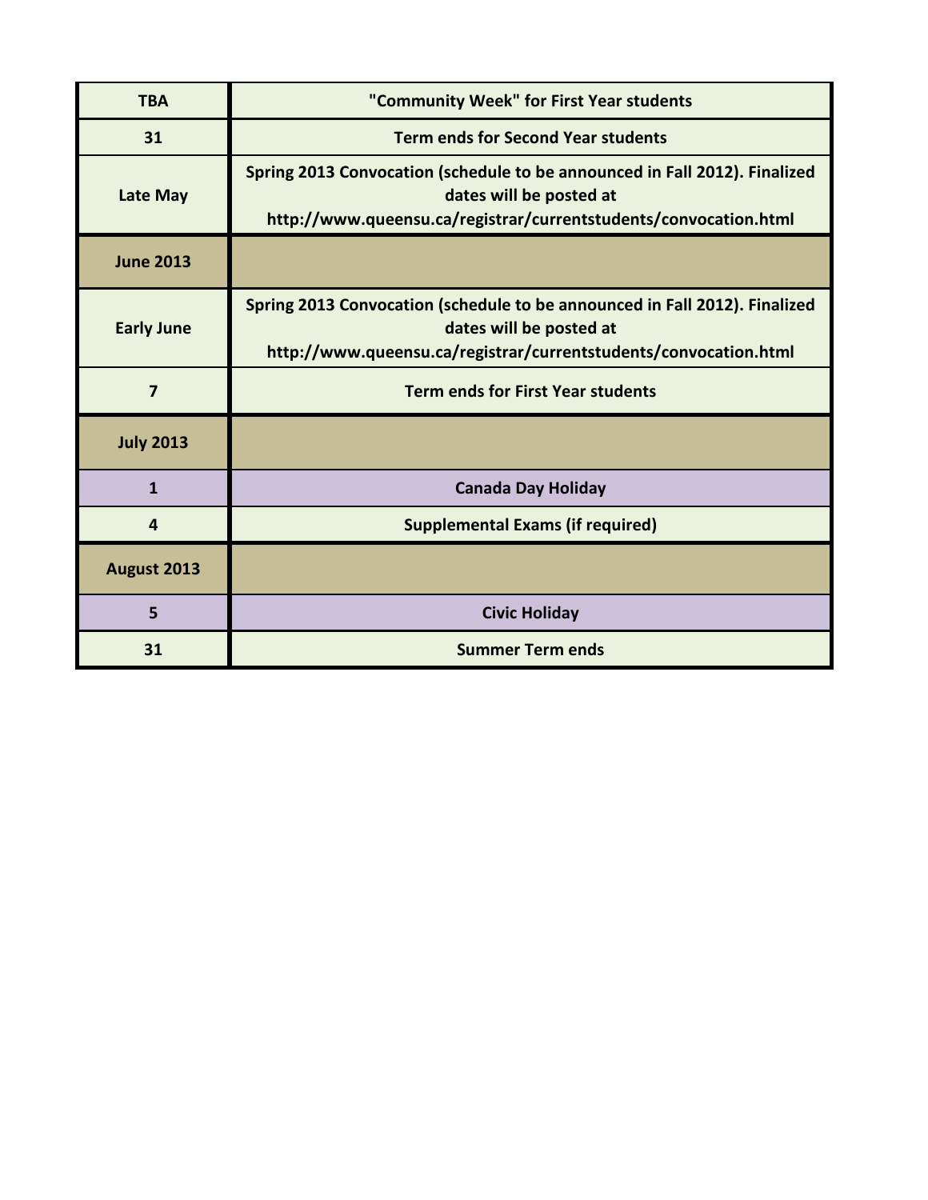| | |
|---|---|
| TBA | "Community Week" for First Year students |
| 31 | Term ends for Second Year students |
| Late May | Spring 2013 Convocation (schedule to be announced in Fall 2012). Finalized dates will be posted at http://www.queensu.ca/registrar/currentstudents/convocation.html |
| **June 2013** | |
| Early June | Spring 2013 Convocation (schedule to be announced in Fall 2012). Finalized dates will be posted at http://www.queensu.ca/registrar/currentstudents/convocation.html |
| 7 | Term ends for First Year students |
| **July 2013** | |
| 1 | Canada Day Holiday |
| 4 | Supplemental Exams (if required) |
| **August 2013** | |
| 5 | Civic Holiday |
| 31 | Summer Term ends |